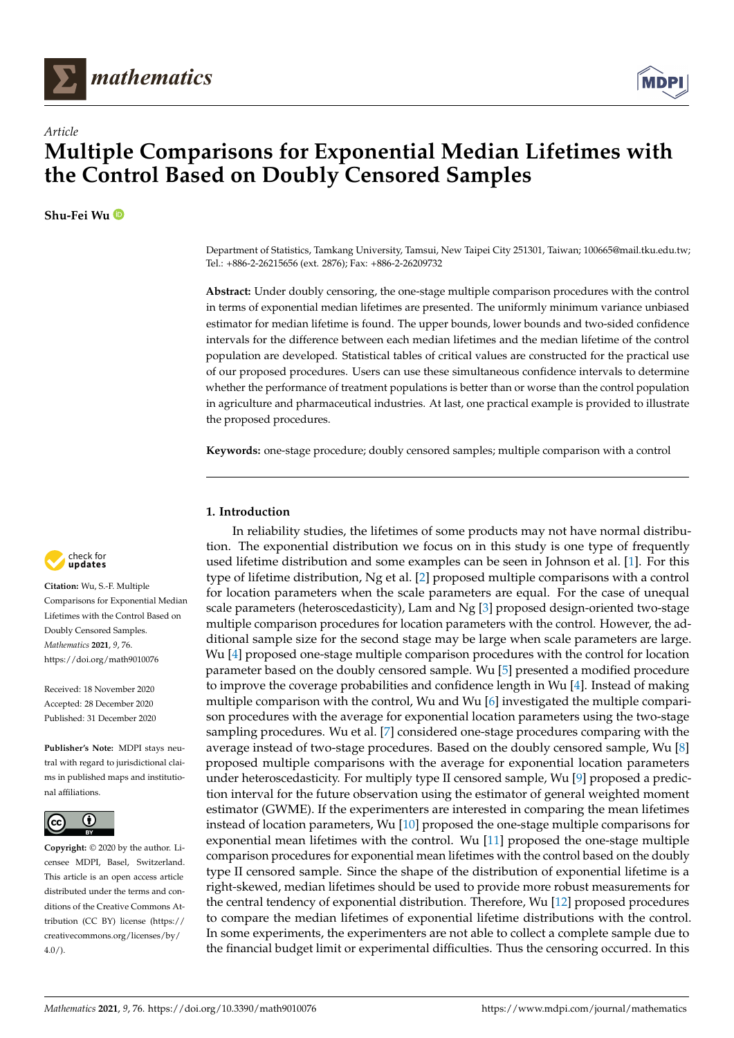*Article*

# Multiple Comparisons for Exponential Median Lifetimes with the Control Based on Doubly Censored Samples

**Shu-Fei Wu**

Department of Statistics, Tamkang University, Tamsui, New Taipei City 251301, Taiwan; 100665@mail.tku.edu.tw; Tel.: +886-2-26215656 (ext. 2876); Fax: +886-2-26209732

**Abstract:** Under doubly censoring, the one-stage multiple comparison procedures with the control in terms of exponential median lifetimes are presented. The uniformly minimum variance unbiased estimator for median lifetime is found. The upper bounds, lower bounds and two-sided confidence intervals for the difference between each median lifetimes and the median lifetime of the control population are developed. Statistical tables of critical values are constructed for the practical use of our proposed procedures. Users can use these simultaneous confidence intervals to determine whether the performance of treatment populations is better than or worse than the control population in agriculture and pharmaceutical industries. At last, one practical example is provided to illustrate the proposed procedures.

**Keywords:** one-stage procedure; doubly censored samples; multiple comparison with a control

**Citation:** Wu, S.-F. Multiple Comparisons for Exponential Median Lifetimes with the Control Based on Doubly Censored Samples. *Mathematics* **2021**, *9*, 76. https://doi.org/10.3390/math9010076

Received: 18 November 2020
Accepted: 28 December 2020
Published: 31 December 2020

**Publisher's Note:** MDPI stays neutral with regard to jurisdictional claims in published maps and institutional affiliations.

**Copyright:** © 2020 by the author. Licensee MDPI, Basel, Switzerland. This article is an open access article distributed under the terms and conditions of the Creative Commons Attribution (CC BY) license (https://creativecommons.org/licenses/by/4.0/).

## 1. Introduction

In reliability studies, the lifetimes of some products may not have normal distribution. The exponential distribution we focus on in this study is one type of frequently used lifetime distribution and some examples can be seen in Johnson et al. [1]. For this type of lifetime distribution, Ng et al. [2] proposed multiple comparisons with a control for location parameters when the scale parameters are equal. For the case of unequal scale parameters (heteroscedasticity), Lam and Ng [3] proposed design-oriented two-stage multiple comparison procedures for location parameters with the control. However, the additional sample size for the second stage may be large when scale parameters are large. Wu [4] proposed one-stage multiple comparison procedures with the control for location parameter based on the doubly censored sample. Wu [5] presented a modified procedure to improve the coverage probabilities and confidence length in Wu [4]. Instead of making multiple comparison with the control, Wu and Wu [6] investigated the multiple comparison procedures with the average for exponential location parameters using the two-stage sampling procedures. Wu et al. [7] considered one-stage procedures comparing with the average instead of two-stage procedures. Based on the doubly censored sample, Wu [8] proposed multiple comparisons with the average for exponential location parameters under heteroscedasticity. For multiply type II censored sample, Wu [9] proposed a prediction interval for the future observation using the estimator of general weighted moment estimator (GWME). If the experimenters are interested in comparing the mean lifetimes instead of location parameters, Wu [10] proposed the one-stage multiple comparisons for exponential mean lifetimes with the control. Wu [11] proposed the one-stage multiple comparison procedures for exponential mean lifetimes with the control based on the doubly type II censored sample. Since the shape of the distribution of exponential lifetime is a right-skewed, median lifetimes should be used to provide more robust measurements for the central tendency of exponential distribution. Therefore, Wu [12] proposed procedures to compare the median lifetimes of exponential lifetime distributions with the control. In some experiments, the experimenters are not able to collect a complete sample due to the financial budget limit or experimental difficulties. Thus the censoring occurred. In this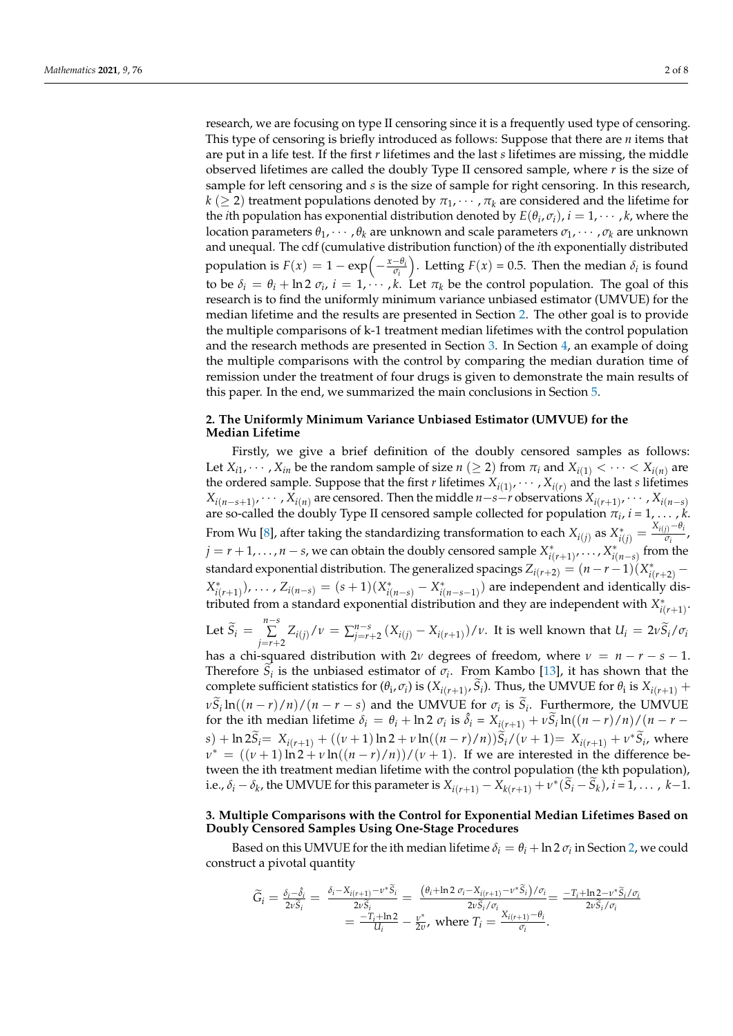research, we are focusing on type II censoring since it is a frequently used type of censoring. This type of censoring is briefly introduced as follows: Suppose that there are $n$ items that are put in a life test. If the first $r$ lifetimes and the last $s$ lifetimes are missing, the middle observed lifetimes are called the doubly Type II censored sample, where $r$ is the size of sample for left censoring and $s$ is the size of sample for right censoring. In this research, $k$ $(\geq 2)$ treatment populations denoted by $\pi_1, \cdots, \pi_k$ are considered and the lifetime for the $i$th population has exponential distribution denoted by $E(\theta_i, \sigma_i)$, $i = 1, \cdots, k$, where the location parameters $\theta_1, \cdots, \theta_k$ are unknown and scale parameters $\sigma_1, \cdots, \sigma_k$ are unknown and unequal. The cdf (cumulative distribution function) of the $i$th exponentially distributed population is $F(x) = 1 - \exp\left(-\frac{x-\theta_i}{\sigma_i}\right)$. Letting $F(x) = 0.5$. Then the median $\delta_i$ is found to be $\delta_i = \theta_i + \ln 2\ \sigma_i$, $i = 1, \cdots, k$. Let $\pi_k$ be the control population. The goal of this research is to find the uniformly minimum variance unbiased estimator (UMVUE) for the median lifetime and the results are presented in Section 2. The other goal is to provide the multiple comparisons of k-1 treatment median lifetimes with the control population and the research methods are presented in Section 3. In Section 4, an example of doing the multiple comparisons with the control by comparing the median duration time of remission under the treatment of four drugs is given to demonstrate the main results of this paper. In the end, we summarized the main conclusions in Section 5.

## 2. The Uniformly Minimum Variance Unbiased Estimator (UMVUE) for the Median Lifetime

Firstly, we give a brief definition of the doubly censored samples as follows: Let $X_{i1}, \cdots, X_{in}$ be the random sample of size $n$ $(\geq 2)$ from $\pi_i$ and $X_{i(1)} < \cdots < X_{i(n)}$ are the ordered sample. Suppose that the first $r$ lifetimes $X_{i(1)}, \cdots, X_{i(r)}$ and the last $s$ lifetimes $X_{i(n-s+1)}, \cdots, X_{i(n)}$ are censored. Then the middle $n-s-r$ observations $X_{i(r+1)}, \cdots, X_{i(n-s)}$ are so-called the doubly Type II censored sample collected for population $\pi_i$, $i = 1, \ldots, k$. From Wu [8], after taking the standardizing transformation to each $X_{i(j)}$ as $X^*_{i(j)} = \frac{X_{i(j)}-\theta_i}{\sigma_i}$, $j = r+1, \ldots, n-s$, we can obtain the doubly censored sample $X^*_{i(r+1)}, \ldots, X^*_{i(n-s)}$ from the standard exponential distribution. The generalized spacings $Z_{i(r+2)} = (n-r-1)(X^*_{i(r+2)} - X^*_{i(r+1)}), \ldots, Z_{i(n-s)} = (s+1)(X^*_{i(n-s)} - X^*_{i(n-s-1)})$ are independent and identically distributed from a standard exponential distribution and they are independent with $X^*_{i(r+1)}$. Let $\widetilde{S}_i = \sum\limits_{j=r+2}^{n-s} Z_{i(j)}/\nu = \sum_{j=r+2}^{n-s}(X_{i(j)} - X_{i(r+1)})/\nu$. It is well known that $U_i = 2\nu\widetilde{S}_i/\sigma_i$ has a chi-squared distribution with $2\nu$ degrees of freedom, where $\nu = n-r-s-1$. Therefore $\widetilde{S}_i$ is the unbiased estimator of $\sigma_i$. From Kambo [13], it has shown that the complete sufficient statistics for $(\theta_i, \sigma_i)$ is $(X_{i(r+1)}, \widetilde{S}_i)$. Thus, the UMVUE for $\theta_i$ is $X_{i(r+1)} + \nu\widetilde{S}_i \ln((n-r)/n)/(n-r-s)$ and the UMVUE for $\sigma_i$ is $\widetilde{S}_i$. Furthermore, the UMVUE for the ith median lifetime $\delta_i = \theta_i + \ln 2\ \sigma_i$ is $\hat{\delta}_i = X_{i(r+1)} + \nu\widetilde{S}_i \ln((n-r)/n)/(n-r-s) + \ln 2\widetilde{S}_i = X_{i(r+1)} + ((\nu+1)\ln 2 + \nu\ln((n-r)/n))\widetilde{S}_i/(\nu+1) = X_{i(r+1)} + \nu^*\widetilde{S}_i$, where $\nu^* = ((\nu+1)\ln 2 + \nu\ln((n-r)/n))/(\nu+1)$. If we are interested in the difference between the ith treatment median lifetime with the control population (the kth population), i.e., $\delta_i - \delta_k$, the UMVUE for this parameter is $X_{i(r+1)} - X_{k(r+1)} + \nu^*(\widetilde{S}_i - \widetilde{S}_k)$, $i = 1, \ldots, k-1$.

## 3. Multiple Comparisons with the Control for Exponential Median Lifetimes Based on Doubly Censored Samples Using One-Stage Procedures

Based on this UMVUE for the ith median lifetime $\delta_i = \theta_i + \ln 2\,\sigma_i$ in Section 2, we could construct a pivotal quantity

$$
\begin{aligned}
\widetilde{G}_i = \frac{\delta_i - \hat{\delta}_i}{2\nu\widetilde{S}_i} = \frac{\delta_i - X_{i(r+1)} - \nu^*\widetilde{S}_i}{2\nu\widetilde{S}_i} &= \frac{\left(\theta_i + \ln 2\ \sigma_i - X_{i(r+1)} - \nu^*\widetilde{S}_i\right)/\sigma_i}{2\nu\widetilde{S}_i/\sigma_i} = \frac{-T_i + \ln 2 - \nu^*\widetilde{S}_i/\sigma_i}{2\nu\widetilde{S}_i/\sigma_i} \\
&= \frac{-T_i + \ln 2}{U_i} - \frac{\nu^*}{2\nu}, \text{ where } T_i = \frac{X_{i(r+1)} - \theta_i}{\sigma_i}.
\end{aligned}
$$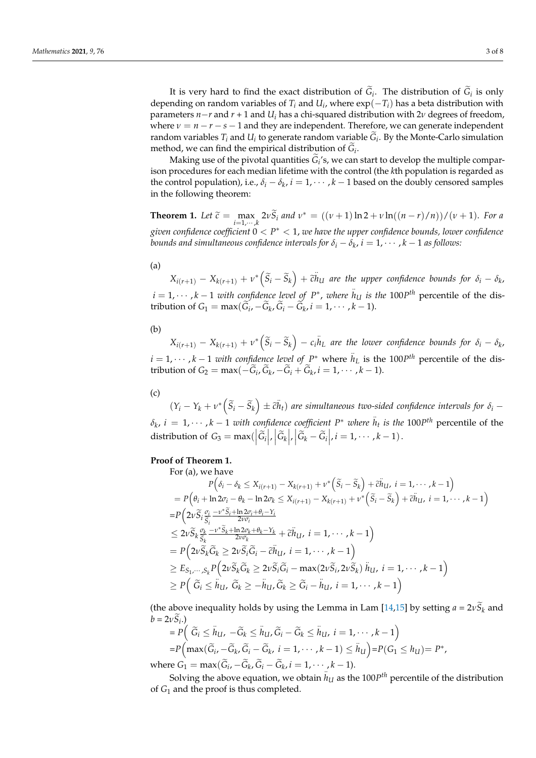It is very hard to find the exact distribution of $\widetilde{G}_i$. The distribution of $\widetilde{G}_i$ is only depending on random variables of $T_i$ and $U_i$, where $\exp(-T_i)$ has a beta distribution with parameters $n-r$ and $r+1$ and $U_i$ has a chi-squared distribution with $2\nu$ degrees of freedom, where $\nu = n-r-s-1$ and they are independent. Therefore, we can generate independent random variables $T_i$ and $U_i$ to generate random variable $\widetilde{G}_i$. By the Monte-Carlo simulation method, we can find the empirical distribution of $\widetilde{G}_i$.

Making use of the pivotal quantities $\widetilde{G}_i$'s, we can start to develop the multiple comparison procedures for each median lifetime with the control (the $k$th population is regarded as the control population), i.e., $\delta_i - \delta_k$, $i = 1, \cdots, k-1$ based on the doubly censored samples in the following theorem:

**Theorem 1.** *Let* $\widetilde{c} = \max_{i=1,\cdots,k} 2\nu\widetilde{S}_i$ *and* $\nu^* = ((\nu+1)\ln 2 + \nu \ln((n-r)/n))/(\nu+1)$*. For a given confidence coefficient* $0 < P^* < 1$*, we have the upper confidence bounds, lower confidence bounds and simultaneous confidence intervals for* $\delta_i - \delta_k$*,* $i = 1, \cdots, k-1$ *as follows:*

(a)

$X_{i(r+1)} - X_{k(r+1)} + \nu^*\left(\widetilde{S}_i - \widetilde{S}_k\right) + \widetilde{c}\ddot{h}_U$ *are the upper confidence bounds for* $\delta_i - \delta_k$*,* $i = 1, \cdots, k-1$ *with confidence level of* $P^*$*, where* $\ddot{h}_U$ *is the* $100P^{th}$ percentile of the distribution of $G_1 = \max(\widetilde{G}_i, -\widetilde{G}_k, \widetilde{G}_i - \widetilde{G}_k, i = 1, \cdots, k-1)$.

(b)

$X_{i(r+1)} - X_{k(r+1)} + \nu^*\left(\widetilde{S}_i - \widetilde{S}_k\right) - c_i\ddot{h}_L$ *are the lower confidence bounds for* $\delta_i - \delta_k$*,* $i = 1, \cdots, k-1$ *with confidence level of* $P^*$ where $\ddot{h}_L$ is the $100P^{th}$ percentile of the distribution of $G_2 = \max(-\widetilde{G}_i, \widetilde{G}_k, -\widetilde{G}_i + \widetilde{G}_k, i = 1, \cdots, k-1)$.

(c)

$(Y_i - Y_k + \nu^*\left(\widetilde{S}_i - \widetilde{S}_k\right) \pm \widetilde{c}\ddot{h}_t)$ *are simultaneous two-sided confidence intervals for* $\delta_i - \delta_k$*,* $i = 1, \cdots, k-1$ *with confidence coefficient* $P^*$ *where* $\ddot{h}_t$ *is the* $100P^{th}$ percentile of the distribution of $G_3 = \max(\left|\widetilde{G}_i\right|, \left|\widetilde{G}_k\right|, \left|\widetilde{G}_k - \widetilde{G}_i\right|, i = 1, \cdots, k-1)$.

**Proof of Theorem 1.**

For (a), we have

$$
\begin{aligned}
&P\Big(\delta_i - \delta_k \le X_{i(r+1)} - X_{k(r+1)} + \nu^*\left(\widetilde{S}_i - \widetilde{S}_k\right) + \widetilde{c}\ddot{h}_U,\ i = 1, \cdots, k-1\Big) \\
&= P\Big(\theta_i + \ln 2\sigma_i - \theta_k - \ln 2\sigma_k \le X_{i(r+1)} - X_{k(r+1)} + \nu^*\left(\widetilde{S}_i - \widetilde{S}_k\right) + \widetilde{c}\ddot{h}_U,\ i = 1, \cdots, k-1\Big) \\
&= P\Big(2\nu\widetilde{S}_i \tfrac{\sigma_i}{\widetilde{S}_i} \tfrac{-\nu^*\widetilde{S}_i + \ln 2\sigma_i + \theta_i - Y_i}{2\nu\sigma_i} \\
&\quad \le 2\nu\widetilde{S}_k \tfrac{\sigma_k}{\widetilde{S}_k} \tfrac{-\nu^*\widetilde{S}_k + \ln 2\sigma_k + \theta_k - Y_k}{2\nu\sigma_k} + \widetilde{c}\ddot{h}_U,\ i = 1, \cdots, k-1\Big) \\
&= P\Big(2\nu\widetilde{S}_k\widetilde{G}_k \ge 2\nu\widetilde{S}_i\widetilde{G}_i - \widetilde{c}\ddot{h}_U,\ i = 1, \cdots, k-1\Big) \\
&\ge E_{S_1,\cdots,S_k} P\Big(2\nu\widetilde{S}_k\widetilde{G}_k \ge 2\nu\widetilde{S}_i\widetilde{G}_i - \max(2\nu\widetilde{S}_i, 2\nu\widetilde{S}_k)\ \ddot{h}_U,\ i = 1, \cdots, k-1\Big) \\
&\ge P\Big(\ \widetilde{G}_i \le \ddot{h}_U,\ \widetilde{G}_k \ge -\ddot{h}_U, \widetilde{G}_k \ge \widetilde{G}_i - \ddot{h}_U,\ i = 1, \cdots, k-1\Big)
\end{aligned}
$$

(the above inequality holds by using the Lemma in Lam [14,15] by setting $a = 2\nu\widetilde{S}_k$ and $b = 2\nu\widetilde{S}_i$.)

$$
\begin{aligned}
&= P\Big(\ \widetilde{G}_i \le \ddot{h}_U,\ -\widetilde{G}_k \le \ddot{h}_U, \widetilde{G}_i - \widetilde{G}_k \le \ddot{h}_U,\ i = 1, \cdots, k-1\Big) \\
&= P\Big(\max(\widetilde{G}_i, -\widetilde{G}_k, \widetilde{G}_i - \widetilde{G}_k,\ i = 1, \cdots, k-1) \le \ddot{h}_U\Big) = P(G_1 \le h_U) = P^*,
\end{aligned}
$$

where $G_1 = \max(\widetilde{G}_i, -\widetilde{G}_k, \widetilde{G}_i - \widetilde{G}_k, i = 1, \cdots, k-1)$.

Solving the above equation, we obtain $\ddot{h}_U$ as the $100P^{th}$ percentile of the distribution of $G_1$ and the proof is thus completed.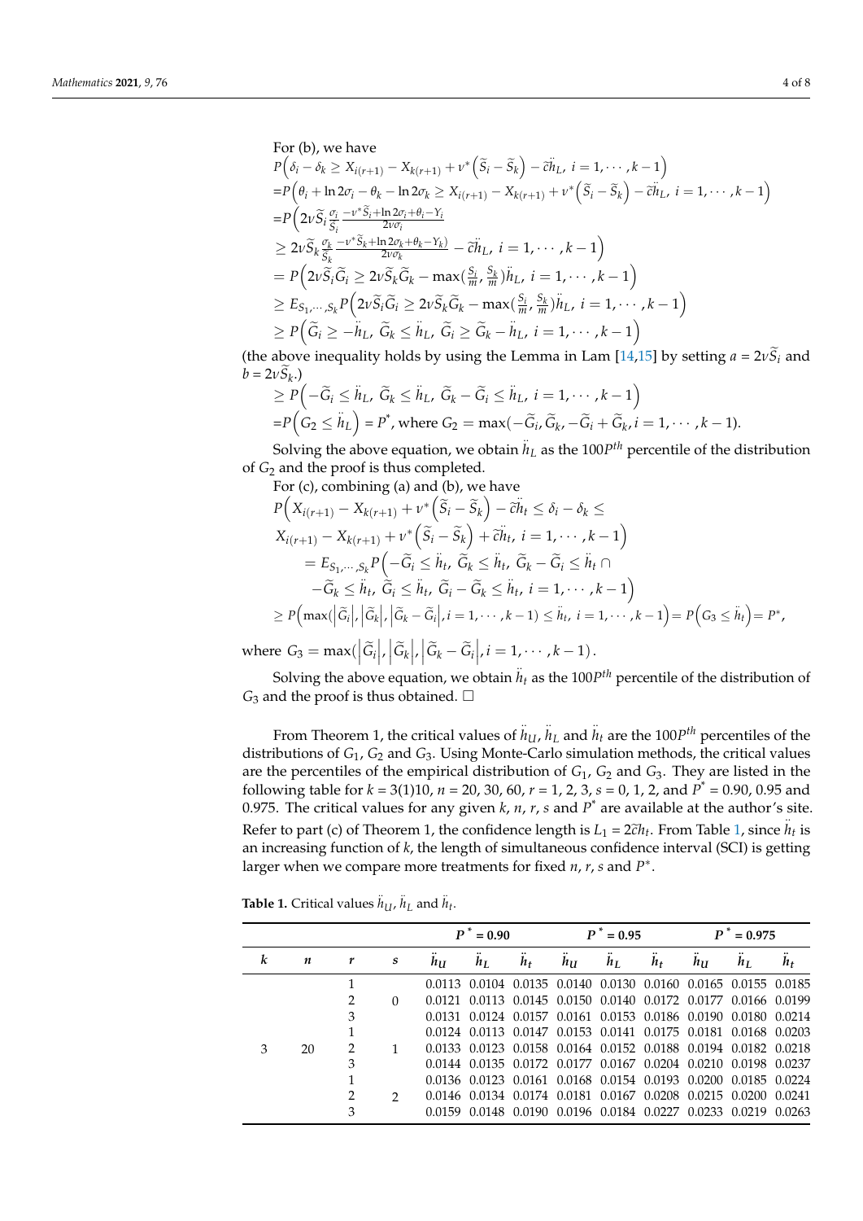For (b), we have

$$
\begin{aligned}
&P\Big(\delta_i - \delta_k \geq X_{i(r+1)} - X_{k(r+1)} + \nu^*\Big(\widetilde{S}_i - \widetilde{S}_k\Big) - \tilde{c}\ddot{h}_L,\ i = 1, \cdots, k-1\Big) \\
=&P\Big(\theta_i + \ln 2\sigma_i - \theta_k - \ln 2\sigma_k \geq X_{i(r+1)} - X_{k(r+1)} + \nu^*\Big(\widetilde{S}_i - \widetilde{S}_k\Big) - \tilde{c}\ddot{h}_L,\ i = 1, \cdots, k-1\Big) \\
=&P\Big(2\nu\widetilde{S}_i \tfrac{\sigma_i}{\widetilde{S}_i} \tfrac{-\nu^*\widetilde{S}_i + \ln 2\sigma_i + \theta_i - Y_i}{2\nu\sigma_i} \\
&\geq 2\nu\widetilde{S}_k \tfrac{\sigma_k}{\widetilde{S}_k} \tfrac{-\nu^*\widetilde{S}_k + \ln 2\sigma_k + \theta_k - Y_k)}{2\nu\sigma_k} - \tilde{c}\ddot{h}_L,\ i = 1, \cdots, k-1\Big) \\
&= P\Big(2\nu\widetilde{S}_i\widetilde{G}_i \geq 2\nu\widetilde{S}_k\widetilde{G}_k - \max(\tfrac{S_i}{m}, \tfrac{S_k}{m})\ddot{h}_L,\ i = 1, \cdots, k-1\Big) \\
&\geq E_{S_1, \cdots, S_k} P\Big(2\nu\widetilde{S}_i\widetilde{G}_i \geq 2\nu\widetilde{S}_k\widetilde{G}_k - \max(\tfrac{S_i}{m}, \tfrac{S_k}{m})\ddot{h}_L,\ i = 1, \cdots, k-1\Big) \\
&\geq P\Big(\widetilde{G}_i \geq -\ddot{h}_L,\ \widetilde{G}_k \leq \ddot{h}_L,\ \widetilde{G}_i \geq \widetilde{G}_k - \ddot{h}_L,\ i = 1, \cdots, k-1\Big)
\end{aligned}
$$

(the above inequality holds by using the Lemma in Lam [14,15] by setting $a = 2\nu\widetilde{S}_i$ and $b = 2\nu\widetilde{S}_k$.)

$$
\begin{aligned}
&\geq P\Big(-\widetilde{G}_i \leq \ddot{h}_L,\ \widetilde{G}_k \leq \ddot{h}_L,\ \widetilde{G}_k - \widetilde{G}_i \leq \ddot{h}_L,\ i = 1, \cdots, k-1\Big) \\
&= P\Big(G_2 \leq \ddot{h}_L\Big) = P^*, \text{ where } G_2 = \max(-\widetilde{G}_i, \widetilde{G}_k, -\widetilde{G}_i + \widetilde{G}_k, i = 1, \cdots, k-1).
\end{aligned}
$$

Solving the above equation, we obtain $\ddot{h}_L$ as the $100P^{th}$ percentile of the distribution of $G_2$ and the proof is thus completed.

For (c), combining (a) and (b), we have

$$
\begin{aligned}
&P\Big(X_{i(r+1)} - X_{k(r+1)} + \nu^*\Big(\widetilde{S}_i - \widetilde{S}_k\Big) - \tilde{c}\ddot{h}_t \leq \delta_i - \delta_k \leq \\
&X_{i(r+1)} - X_{k(r+1)} + \nu^*\Big(\widetilde{S}_i - \widetilde{S}_k\Big) + \tilde{c}\ddot{h}_t,\ i = 1, \cdots, k-1\Big) \\
&\quad = E_{S_1, \cdots, S_k} P\Big(-\widetilde{G}_i \leq \ddot{h}_t,\ \widetilde{G}_k \leq \ddot{h}_t,\ \widetilde{G}_k - \widetilde{G}_i \leq \ddot{h}_t \cap \\
&\quad -\widetilde{G}_k \leq \ddot{h}_t,\ \widetilde{G}_i \leq \ddot{h}_t,\ \widetilde{G}_i - \widetilde{G}_k \leq \ddot{h}_t,\ i = 1, \cdots, k-1\Big) \\
&\geq P\Big(\max(\Big|\widetilde{G}_i\Big|, \Big|\widetilde{G}_k\Big|, \Big|\widetilde{G}_k - \widetilde{G}_i\Big|, i = 1, \cdots, k-1) \leq \ddot{h}_t,\ i = 1, \cdots, k-1\Big) = P\Big(G_3 \leq \ddot{h}_t\Big) = P^*,
\end{aligned}
$$

where $G_3 = \max(\Big|\widetilde{G}_i\Big|, \Big|\widetilde{G}_k\Big|, \Big|\widetilde{G}_k - \widetilde{G}_i\Big|, i = 1, \cdots, k-1)$.

Solving the above equation, we obtain $\ddot{h}_t$ as the $100P^{th}$ percentile of the distribution of $G_3$ and the proof is thus obtained. □

From Theorem 1, the critical values of $\ddot{h}_U$, $\ddot{h}_L$ and $\ddot{h}_t$ are the $100P^{th}$ percentiles of the distributions of $G_1$, $G_2$ and $G_3$. Using Monte-Carlo simulation methods, the critical values are the percentiles of the empirical distribution of $G_1$, $G_2$ and $G_3$. They are listed in the following table for $k$ = 3(1)10, $n$ = 20, 30, 60, $r$ = 1, 2, 3, $s$ = 0, 1, 2, and $P^*$ = 0.90, 0.95 and 0.975. The critical values for any given $k$, $n$, $r$, $s$ and $P^*$ are available at the author's site. Refer to part (c) of Theorem 1, the confidence length is $L_1 = 2\tilde{c}h_t$. From Table 1, since $\ddot{h}_t$ is an increasing function of $k$, the length of simultaneous confidence interval (SCI) is getting larger when we compare more treatments for fixed $n$, $r$, $s$ and $P^*$.

**Table 1.** Critical values $\ddot{h}_U$, $\ddot{h}_L$ and $\ddot{h}_t$.

| | | | | $P^*$ = 0.90 | | | $P^*$ = 0.95 | | | $P^*$ = 0.975 | | |
|---|---|---|---|---|---|---|---|---|---|---|---|---|
| $k$ | $n$ | $r$ | $s$ | $\ddot{h}_U$ | $\ddot{h}_L$ | $\ddot{h}_t$ | $\ddot{h}_U$ | $\ddot{h}_L$ | $\ddot{h}_t$ | $\ddot{h}_U$ | $\ddot{h}_L$ | $\ddot{h}_t$ |
| 3 | 20 | 1 | 0 | 0.0113 | 0.0104 | 0.0135 | 0.0140 | 0.0130 | 0.0160 | 0.0165 | 0.0155 | 0.0185 |
| | | 2 | | 0.0121 | 0.0113 | 0.0145 | 0.0150 | 0.0140 | 0.0172 | 0.0177 | 0.0166 | 0.0199 |
| | | 3 | | 0.0131 | 0.0124 | 0.0157 | 0.0161 | 0.0153 | 0.0186 | 0.0190 | 0.0180 | 0.0214 |
| | | 1 | 1 | 0.0124 | 0.0113 | 0.0147 | 0.0153 | 0.0141 | 0.0175 | 0.0181 | 0.0168 | 0.0203 |
| | | 2 | | 0.0133 | 0.0123 | 0.0158 | 0.0164 | 0.0152 | 0.0188 | 0.0194 | 0.0182 | 0.0218 |
| | | 3 | | 0.0144 | 0.0135 | 0.0172 | 0.0177 | 0.0167 | 0.0204 | 0.0210 | 0.0198 | 0.0237 |
| | | 1 | 2 | 0.0136 | 0.0123 | 0.0161 | 0.0168 | 0.0154 | 0.0193 | 0.0200 | 0.0185 | 0.0224 |
| | | 2 | | 0.0146 | 0.0134 | 0.0174 | 0.0181 | 0.0167 | 0.0208 | 0.0215 | 0.0200 | 0.0241 |
| | | 3 | | 0.0159 | 0.0148 | 0.0190 | 0.0196 | 0.0184 | 0.0227 | 0.0233 | 0.0219 | 0.0263 |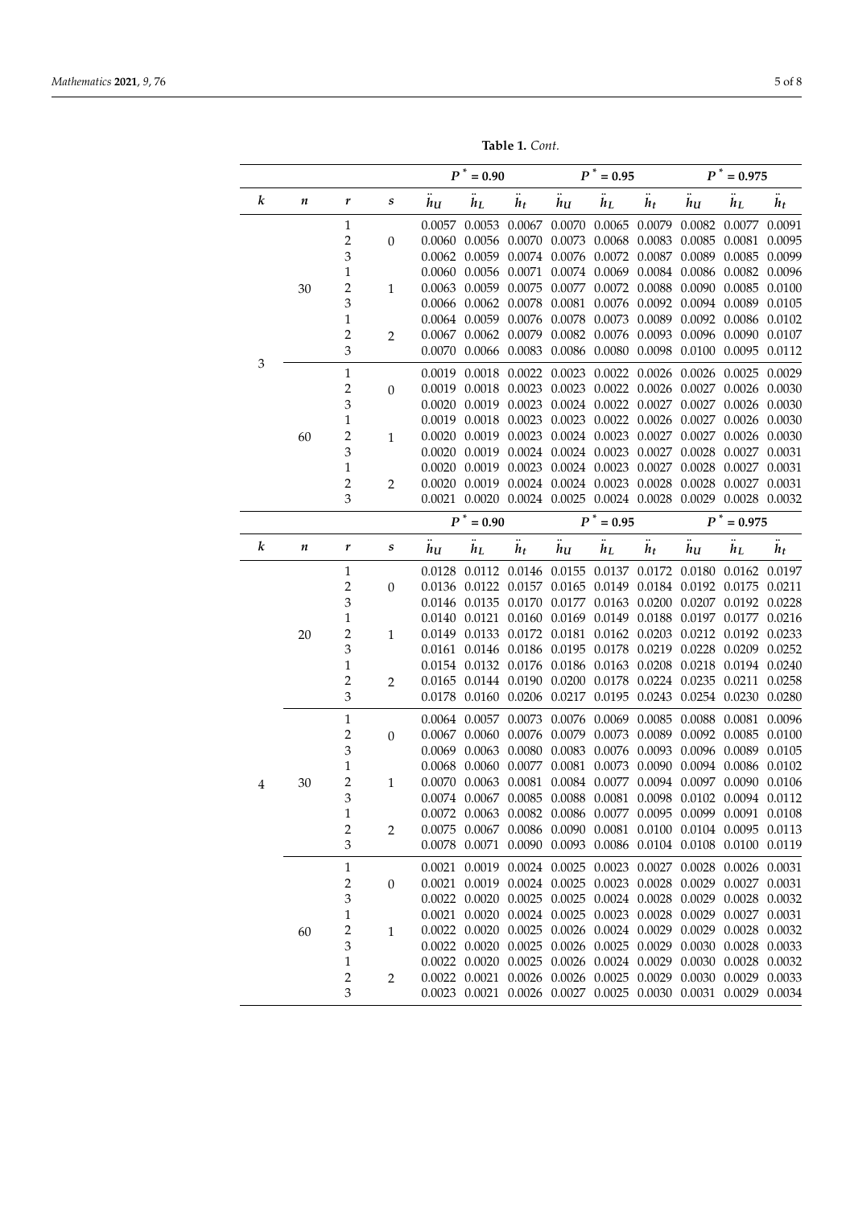**Table 1.** *Cont.*

| | | | | $P^* = 0.90$ | | | $P^* = 0.95$ | | | $P^* = 0.975$ | | |
|---|---|---|---|---|---|---|---|---|---|---|---|---|
| $k$ | $n$ | $r$ | $s$ | $\ddot{h}_U$ | $\ddot{h}_L$ | $\ddot{h}_t$ | $\ddot{h}_U$ | $\ddot{h}_L$ | $\ddot{h}_t$ | $\ddot{h}_U$ | $\ddot{h}_L$ | $\ddot{h}_t$ |
| 3 | 30 | 1 | 0 | 0.0057 | 0.0053 | 0.0067 | 0.0070 | 0.0065 | 0.0079 | 0.0082 | 0.0077 | 0.0091 |
| | | 2 | | 0.0060 | 0.0056 | 0.0070 | 0.0073 | 0.0068 | 0.0083 | 0.0085 | 0.0081 | 0.0095 |
| | | 3 | | 0.0062 | 0.0059 | 0.0074 | 0.0076 | 0.0072 | 0.0087 | 0.0089 | 0.0085 | 0.0099 |
| | | 1 | 1 | 0.0060 | 0.0056 | 0.0071 | 0.0074 | 0.0069 | 0.0084 | 0.0086 | 0.0082 | 0.0096 |
| | | 2 | | 0.0063 | 0.0059 | 0.0075 | 0.0077 | 0.0072 | 0.0088 | 0.0090 | 0.0085 | 0.0100 |
| | | 3 | | 0.0066 | 0.0062 | 0.0078 | 0.0081 | 0.0076 | 0.0092 | 0.0094 | 0.0089 | 0.0105 |
| | | 1 | 2 | 0.0064 | 0.0059 | 0.0076 | 0.0078 | 0.0073 | 0.0089 | 0.0092 | 0.0086 | 0.0102 |
| | | 2 | | 0.0067 | 0.0062 | 0.0079 | 0.0082 | 0.0076 | 0.0093 | 0.0096 | 0.0090 | 0.0107 |
| | | 3 | | 0.0070 | 0.0066 | 0.0083 | 0.0086 | 0.0080 | 0.0098 | 0.0100 | 0.0095 | 0.0112 |
| | 60 | 1 | 0 | 0.0019 | 0.0018 | 0.0022 | 0.0023 | 0.0022 | 0.0026 | 0.0026 | 0.0025 | 0.0029 |
| | | 2 | | 0.0019 | 0.0018 | 0.0023 | 0.0023 | 0.0022 | 0.0026 | 0.0027 | 0.0026 | 0.0030 |
| | | 3 | | 0.0020 | 0.0019 | 0.0023 | 0.0024 | 0.0022 | 0.0027 | 0.0027 | 0.0026 | 0.0030 |
| | | 1 | 1 | 0.0019 | 0.0018 | 0.0023 | 0.0023 | 0.0022 | 0.0026 | 0.0027 | 0.0026 | 0.0030 |
| | | 2 | | 0.0020 | 0.0019 | 0.0023 | 0.0024 | 0.0023 | 0.0027 | 0.0027 | 0.0026 | 0.0030 |
| | | 3 | | 0.0020 | 0.0019 | 0.0024 | 0.0024 | 0.0023 | 0.0027 | 0.0028 | 0.0027 | 0.0031 |
| | | 1 | 2 | 0.0020 | 0.0019 | 0.0023 | 0.0024 | 0.0023 | 0.0027 | 0.0028 | 0.0027 | 0.0031 |
| | | 2 | | 0.0020 | 0.0019 | 0.0024 | 0.0024 | 0.0023 | 0.0028 | 0.0028 | 0.0027 | 0.0031 |
| | | 3 | | 0.0021 | 0.0020 | 0.0024 | 0.0025 | 0.0024 | 0.0028 | 0.0029 | 0.0028 | 0.0032 |

| | | | | $P^* = 0.90$ | | | $P^* = 0.95$ | | | $P^* = 0.975$ | | |
|---|---|---|---|---|---|---|---|---|---|---|---|---|
| $k$ | $n$ | $r$ | $s$ | $\ddot{h}_U$ | $\ddot{h}_L$ | $\ddot{h}_t$ | $\ddot{h}_U$ | $\ddot{h}_L$ | $\ddot{h}_t$ | $\ddot{h}_U$ | $\ddot{h}_L$ | $\ddot{h}_t$ |
| 4 | 20 | 1 | 0 | 0.0128 | 0.0112 | 0.0146 | 0.0155 | 0.0137 | 0.0172 | 0.0180 | 0.0162 | 0.0197 |
| | | 2 | | 0.0136 | 0.0122 | 0.0157 | 0.0165 | 0.0149 | 0.0184 | 0.0192 | 0.0175 | 0.0211 |
| | | 3 | | 0.0146 | 0.0135 | 0.0170 | 0.0177 | 0.0163 | 0.0200 | 0.0207 | 0.0192 | 0.0228 |
| | | 1 | 1 | 0.0140 | 0.0121 | 0.0160 | 0.0169 | 0.0149 | 0.0188 | 0.0197 | 0.0177 | 0.0216 |
| | | 2 | | 0.0149 | 0.0133 | 0.0172 | 0.0181 | 0.0162 | 0.0203 | 0.0212 | 0.0192 | 0.0233 |
| | | 3 | | 0.0161 | 0.0146 | 0.0186 | 0.0195 | 0.0178 | 0.0219 | 0.0228 | 0.0209 | 0.0252 |
| | | 1 | 2 | 0.0154 | 0.0132 | 0.0176 | 0.0186 | 0.0163 | 0.0208 | 0.0218 | 0.0194 | 0.0240 |
| | | 2 | | 0.0165 | 0.0144 | 0.0190 | 0.0200 | 0.0178 | 0.0224 | 0.0235 | 0.0211 | 0.0258 |
| | | 3 | | 0.0178 | 0.0160 | 0.0206 | 0.0217 | 0.0195 | 0.0243 | 0.0254 | 0.0230 | 0.0280 |
| | 30 | 1 | 0 | 0.0064 | 0.0057 | 0.0073 | 0.0076 | 0.0069 | 0.0085 | 0.0088 | 0.0081 | 0.0096 |
| | | 2 | | 0.0067 | 0.0060 | 0.0076 | 0.0079 | 0.0073 | 0.0089 | 0.0092 | 0.0085 | 0.0100 |
| | | 3 | | 0.0069 | 0.0063 | 0.0080 | 0.0083 | 0.0076 | 0.0093 | 0.0096 | 0.0089 | 0.0105 |
| | | 1 | 1 | 0.0068 | 0.0060 | 0.0077 | 0.0081 | 0.0073 | 0.0090 | 0.0094 | 0.0086 | 0.0102 |
| | | 2 | | 0.0070 | 0.0063 | 0.0081 | 0.0084 | 0.0077 | 0.0094 | 0.0097 | 0.0090 | 0.0106 |
| | | 3 | | 0.0074 | 0.0067 | 0.0085 | 0.0088 | 0.0081 | 0.0098 | 0.0102 | 0.0094 | 0.0112 |
| | | 1 | 2 | 0.0072 | 0.0063 | 0.0082 | 0.0086 | 0.0077 | 0.0095 | 0.0099 | 0.0091 | 0.0108 |
| | | 2 | | 0.0075 | 0.0067 | 0.0086 | 0.0090 | 0.0081 | 0.0100 | 0.0104 | 0.0095 | 0.0113 |
| | | 3 | | 0.0078 | 0.0071 | 0.0090 | 0.0093 | 0.0086 | 0.0104 | 0.0108 | 0.0100 | 0.0119 |
| | 60 | 1 | 0 | 0.0021 | 0.0019 | 0.0024 | 0.0025 | 0.0023 | 0.0027 | 0.0028 | 0.0026 | 0.0031 |
| | | 2 | | 0.0021 | 0.0019 | 0.0024 | 0.0025 | 0.0023 | 0.0028 | 0.0029 | 0.0027 | 0.0031 |
| | | 3 | | 0.0022 | 0.0020 | 0.0025 | 0.0025 | 0.0024 | 0.0028 | 0.0029 | 0.0028 | 0.0032 |
| | | 1 | 1 | 0.0021 | 0.0020 | 0.0024 | 0.0025 | 0.0023 | 0.0028 | 0.0029 | 0.0027 | 0.0031 |
| | | 2 | | 0.0022 | 0.0020 | 0.0025 | 0.0026 | 0.0024 | 0.0029 | 0.0029 | 0.0028 | 0.0032 |
| | | 3 | | 0.0022 | 0.0020 | 0.0025 | 0.0026 | 0.0025 | 0.0029 | 0.0030 | 0.0028 | 0.0033 |
| | | 1 | 2 | 0.0022 | 0.0020 | 0.0025 | 0.0026 | 0.0024 | 0.0029 | 0.0030 | 0.0028 | 0.0032 |
| | | 2 | | 0.0022 | 0.0021 | 0.0026 | 0.0026 | 0.0025 | 0.0029 | 0.0030 | 0.0029 | 0.0033 |
| | | 3 | | 0.0023 | 0.0021 | 0.0026 | 0.0027 | 0.0025 | 0.0030 | 0.0031 | 0.0029 | 0.0034 |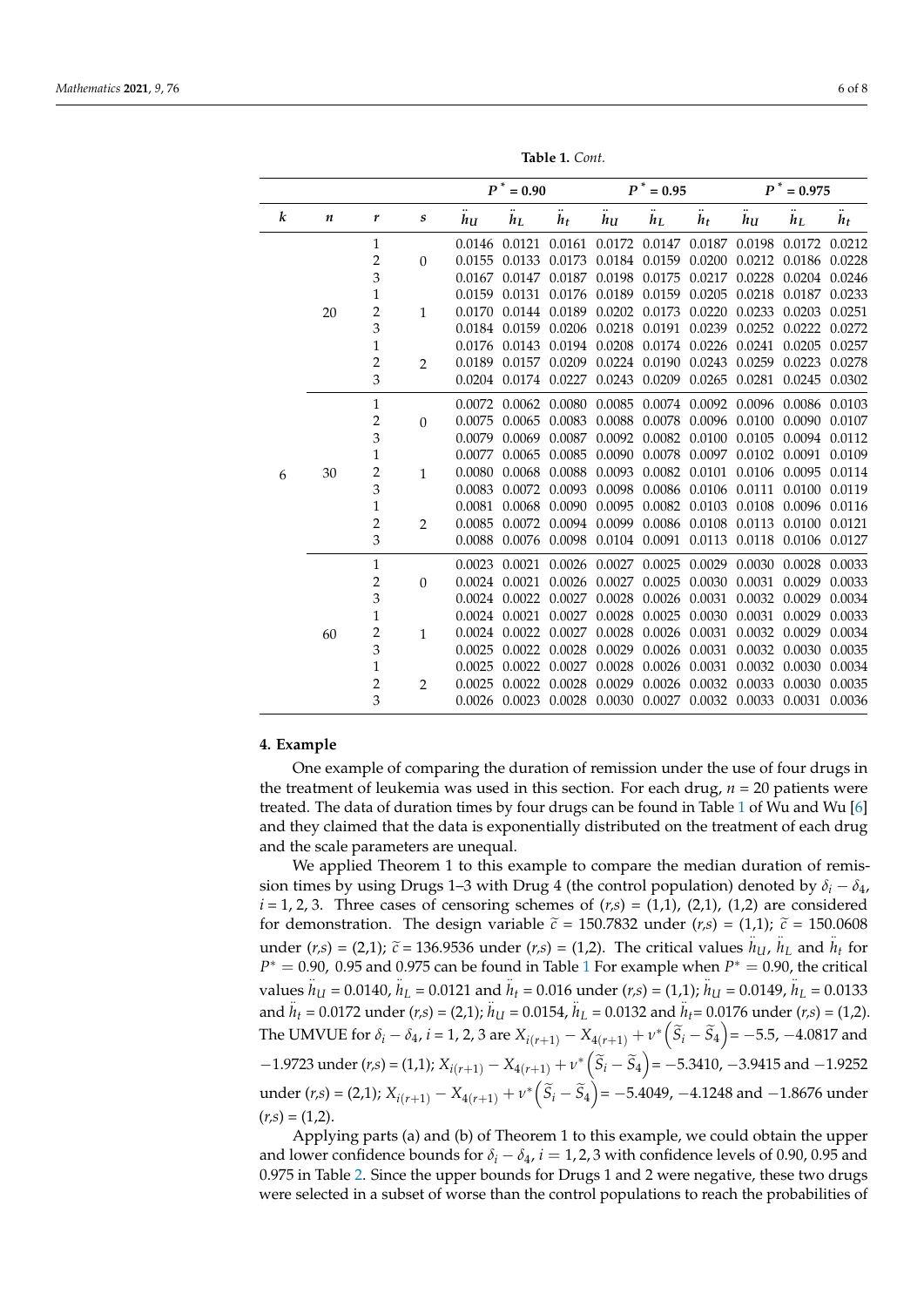**Table 1.** *Cont.*

| $k$ | $n$ | $r$ | $s$ | $P^* = 0.90$ | | | $P^* = 0.95$ | | | $P^* = 0.975$ | | |
|---|---|---|---|---|---|---|---|---|---|---|---|---|
| | | | | $\ddot{h}_U$ | $\ddot{h}_L$ | $\ddot{h}_t$ | $\ddot{h}_U$ | $\ddot{h}_L$ | $\ddot{h}_t$ | $\ddot{h}_U$ | $\ddot{h}_L$ | $\ddot{h}_t$ |
| 6 | 20 | 1 | 0 | 0.0146 | 0.0121 | 0.0161 | 0.0172 | 0.0147 | 0.0187 | 0.0198 | 0.0172 | 0.0212 |
| | | 2 | | 0.0155 | 0.0133 | 0.0173 | 0.0184 | 0.0159 | 0.0200 | 0.0212 | 0.0186 | 0.0228 |
| | | 3 | | 0.0167 | 0.0147 | 0.0187 | 0.0198 | 0.0175 | 0.0217 | 0.0228 | 0.0204 | 0.0246 |
| | | 1 | 1 | 0.0159 | 0.0131 | 0.0176 | 0.0189 | 0.0159 | 0.0205 | 0.0218 | 0.0187 | 0.0233 |
| | | 2 | | 0.0170 | 0.0144 | 0.0189 | 0.0202 | 0.0173 | 0.0220 | 0.0233 | 0.0203 | 0.0251 |
| | | 3 | | 0.0184 | 0.0159 | 0.0206 | 0.0218 | 0.0191 | 0.0239 | 0.0252 | 0.0222 | 0.0272 |
| | | 1 | 2 | 0.0176 | 0.0143 | 0.0194 | 0.0208 | 0.0174 | 0.0226 | 0.0241 | 0.0205 | 0.0257 |
| | | 2 | | 0.0189 | 0.0157 | 0.0209 | 0.0224 | 0.0190 | 0.0243 | 0.0259 | 0.0223 | 0.0278 |
| | | 3 | | 0.0204 | 0.0174 | 0.0227 | 0.0243 | 0.0209 | 0.0265 | 0.0281 | 0.0245 | 0.0302 |
| | 30 | 1 | 0 | 0.0072 | 0.0062 | 0.0080 | 0.0085 | 0.0074 | 0.0092 | 0.0096 | 0.0086 | 0.0103 |
| | | 2 | | 0.0075 | 0.0065 | 0.0083 | 0.0088 | 0.0078 | 0.0096 | 0.0100 | 0.0090 | 0.0107 |
| | | 3 | | 0.0079 | 0.0069 | 0.0087 | 0.0092 | 0.0082 | 0.0100 | 0.0105 | 0.0094 | 0.0112 |
| | | 1 | 1 | 0.0077 | 0.0065 | 0.0085 | 0.0090 | 0.0078 | 0.0097 | 0.0102 | 0.0091 | 0.0109 |
| | | 2 | | 0.0080 | 0.0068 | 0.0088 | 0.0093 | 0.0082 | 0.0101 | 0.0106 | 0.0095 | 0.0114 |
| | | 3 | | 0.0083 | 0.0072 | 0.0093 | 0.0098 | 0.0086 | 0.0106 | 0.0111 | 0.0100 | 0.0119 |
| | | 1 | 2 | 0.0081 | 0.0068 | 0.0090 | 0.0095 | 0.0082 | 0.0103 | 0.0108 | 0.0096 | 0.0116 |
| | | 2 | | 0.0085 | 0.0072 | 0.0094 | 0.0099 | 0.0086 | 0.0108 | 0.0113 | 0.0100 | 0.0121 |
| | | 3 | | 0.0088 | 0.0076 | 0.0098 | 0.0104 | 0.0091 | 0.0113 | 0.0118 | 0.0106 | 0.0127 |
| | 60 | 1 | 0 | 0.0023 | 0.0021 | 0.0026 | 0.0027 | 0.0025 | 0.0029 | 0.0030 | 0.0028 | 0.0033 |
| | | 2 | | 0.0024 | 0.0021 | 0.0026 | 0.0027 | 0.0025 | 0.0030 | 0.0031 | 0.0029 | 0.0033 |
| | | 3 | | 0.0024 | 0.0022 | 0.0027 | 0.0028 | 0.0026 | 0.0031 | 0.0032 | 0.0029 | 0.0034 |
| | | 1 | 1 | 0.0024 | 0.0021 | 0.0027 | 0.0028 | 0.0025 | 0.0030 | 0.0031 | 0.0029 | 0.0033 |
| | | 2 | | 0.0024 | 0.0022 | 0.0027 | 0.0028 | 0.0026 | 0.0031 | 0.0032 | 0.0029 | 0.0034 |
| | | 3 | | 0.0025 | 0.0022 | 0.0028 | 0.0029 | 0.0026 | 0.0031 | 0.0032 | 0.0030 | 0.0035 |
| | | 1 | 2 | 0.0025 | 0.0022 | 0.0027 | 0.0028 | 0.0026 | 0.0031 | 0.0032 | 0.0030 | 0.0034 |
| | | 2 | | 0.0025 | 0.0022 | 0.0028 | 0.0029 | 0.0026 | 0.0032 | 0.0033 | 0.0030 | 0.0035 |
| | | 3 | | 0.0026 | 0.0023 | 0.0028 | 0.0030 | 0.0027 | 0.0032 | 0.0033 | 0.0031 | 0.0036 |

## 4. Example

One example of comparing the duration of remission under the use of four drugs in the treatment of leukemia was used in this section. For each drug, $n$ = 20 patients were treated. The data of duration times by four drugs can be found in Table 1 of Wu and Wu [6] and they claimed that the data is exponentially distributed on the treatment of each drug and the scale parameters are unequal.

We applied Theorem 1 to this example to compare the median duration of remission times by using Drugs 1–3 with Drug 4 (the control population) denoted by $\delta_i - \delta_4$, $i$ = 1, 2, 3. Three cases of censoring schemes of ($r$,$s$) = (1,1), (2,1), (1,2) are considered for demonstration. The design variable $\tilde{c}$ = 150.7832 under ($r$,$s$) = (1,1); $\tilde{c}$ = 150.0608 under ($r$,$s$) = (2,1); $\tilde{c}$ = 136.9536 under ($r$,$s$) = (1,2). The critical values $\ddot{h}_U$, $\ddot{h}_L$ and $\ddot{h}_t$ for $P^* = 0.90$, 0.95 and 0.975 can be found in Table 1 For example when $P^* = 0.90$, the critical values $\ddot{h}_U$ = 0.0140, $\ddot{h}_L$ = 0.0121 and $\ddot{h}_t$ = 0.016 under ($r$,$s$) = (1,1); $\ddot{h}_U$ = 0.0149, $\ddot{h}_L$ = 0.0133 and $\ddot{h}_t$ = 0.0172 under ($r$,$s$) = (2,1); $\ddot{h}_U$ = 0.0154, $\ddot{h}_L$ = 0.0132 and $\ddot{h}_t$= 0.0176 under ($r$,$s$) = (1,2). The UMVUE for $\delta_i - \delta_4$, $i$ = 1, 2, 3 are $X_{i(r+1)} - X_{4(r+1)} + \nu^*\left(\widetilde{S}_i - \widetilde{S}_4\right) = -5.5, -4.0817$ and $-1.9723$ under ($r$,$s$) = (1,1); $X_{i(r+1)} - X_{4(r+1)} + \nu^*\left(\widetilde{S}_i - \widetilde{S}_4\right) = -5.3410, -3.9415$ and $-1.9252$ under ($r$,$s$) = (2,1); $X_{i(r+1)} - X_{4(r+1)} + \nu^*\left(\widetilde{S}_i - \widetilde{S}_4\right) = -5.4049, -4.1248$ and $-1.8676$ under ($r$,$s$) = (1,2).

Applying parts (a) and (b) of Theorem 1 to this example, we could obtain the upper and lower confidence bounds for $\delta_i - \delta_4$, $i = 1, 2, 3$ with confidence levels of 0.90, 0.95 and 0.975 in Table 2. Since the upper bounds for Drugs 1 and 2 were negative, these two drugs were selected in a subset of worse than the control populations to reach the probabilities of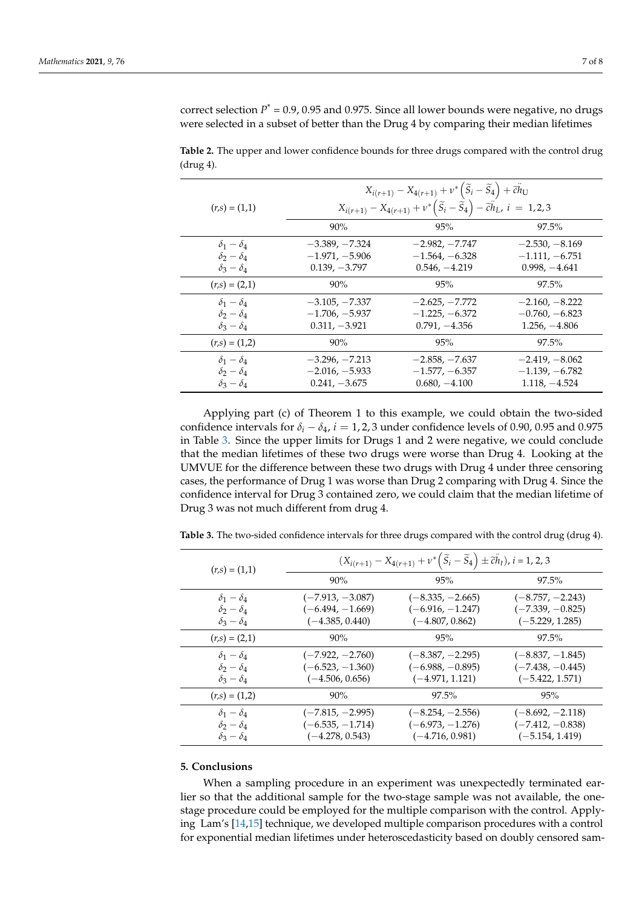correct selection $P^* = 0.9$, 0.95 and 0.975. Since all lower bounds were negative, no drugs were selected in a subset of better than the Drug 4 by comparing their median lifetimes

**Table 2.** The upper and lower confidence bounds for three drugs compared with the control drug (drug 4).

| $(r,s) = (1,1)$ | $X_{i(r+1)} - X_{4(r+1)} + \nu^*\left(\widetilde{S}_i - \widetilde{S}_4\right) + \widetilde{c}\ddot{h}_U$ <br> $X_{i(r+1)} - X_{4(r+1)} + \nu^*\left(\widetilde{S}_i - \widetilde{S}_4\right) - \widetilde{c}\ddot{h}_L,\ i = 1, 2, 3$ | | |
|---|---|---|---|
| | 90% | 95% | 97.5% |
| $\delta_1 - \delta_4$ | −3.389, −7.324 | −2.982, −7.747 | −2.530, −8.169 |
| $\delta_2 - \delta_4$ | −1.971, −5.906 | −1.564, −6.328 | −1.111, −6.751 |
| $\delta_3 - \delta_4$ | 0.139, −3.797 | 0.546, −4.219 | 0.998, −4.641 |
| $(r,s) = (2,1)$ | 90% | 95% | 97.5% |
| $\delta_1 - \delta_4$ | −3.105, −7.337 | −2.625, −7.772 | −2.160, −8.222 |
| $\delta_2 - \delta_4$ | −1.706, −5.937 | −1.225, −6.372 | −0.760, −6.823 |
| $\delta_3 - \delta_4$ | 0.311, −3.921 | 0.791, −4.356 | 1.256, −4.806 |
| $(r,s) = (1,2)$ | 90% | 95% | 97.5% |
| $\delta_1 - \delta_4$ | −3.296, −7.213 | −2.858, −7.637 | −2.419, −8.062 |
| $\delta_2 - \delta_4$ | −2.016, −5.933 | −1.577, −6.357 | −1.139, −6.782 |
| $\delta_3 - \delta_4$ | 0.241, −3.675 | 0.680, −4.100 | 1.118, −4.524 |

Applying part (c) of Theorem 1 to this example, we could obtain the two-sided confidence intervals for $\delta_i - \delta_4$, $i = 1, 2, 3$ under confidence levels of 0.90, 0.95 and 0.975 in Table 3. Since the upper limits for Drugs 1 and 2 were negative, we could conclude that the median lifetimes of these two drugs were worse than Drug 4. Looking at the UMVUE for the difference between these two drugs with Drug 4 under three censoring cases, the performance of Drug 1 was worse than Drug 2 comparing with Drug 4. Since the confidence interval for Drug 3 contained zero, we could claim that the median lifetime of Drug 3 was not much different from drug 4.

**Table 3.** The two-sided confidence intervals for three drugs compared with the control drug (drug 4).

| $(r,s) = (1,1)$ | $(X_{i(r+1)} - X_{4(r+1)} + \nu^*\left(\widetilde{S}_i - \widetilde{S}_4\right) \pm \widetilde{c}\ddot{h}_t)$, $i = 1, 2, 3$ | | |
|---|---|---|---|
| | 90% | 95% | 97.5% |
| $\delta_1 - \delta_4$ | (−7.913, −3.087) | (−8.335, −2.665) | (−8.757, −2.243) |
| $\delta_2 - \delta_4$ | (−6.494, −1.669) | (−6.916, −1.247) | (−7.339, −0.825) |
| $\delta_3 - \delta_4$ | (−4.385, 0.440) | (−4.807, 0.862) | (−5.229, 1.285) |
| $(r,s) = (2,1)$ | 90% | 95% | 97.5% |
| $\delta_1 - \delta_4$ | (−7.922, −2.760) | (−8.387, −2.295) | (−8.837, −1.845) |
| $\delta_2 - \delta_4$ | (−6.523, −1.360) | (−6.988, −0.895) | (−7.438, −0.445) |
| $\delta_3 - \delta_4$ | (−4.506, 0.656) | (−4.971, 1.121) | (−5.422, 1.571) |
| $(r,s) = (1,2)$ | 90% | 97.5% | 95% |
| $\delta_1 - \delta_4$ | (−7.815, −2.995) | (−8.254, −2.556) | (−8.692, −2.118) |
| $\delta_2 - \delta_4$ | (−6.535, −1.714) | (−6.973, −1.276) | (−7.412, −0.838) |
| $\delta_3 - \delta_4$ | (−4.278, 0.543) | (−4.716, 0.981) | (−5.154, 1.419) |

## 5. Conclusions

When a sampling procedure in an experiment was unexpectedly terminated earlier so that the additional sample for the two-stage sample was not available, the one-stage procedure could be employed for the multiple comparison with the control. Applying Lam's [14,15] technique, we developed multiple comparison procedures with a control for exponential median lifetimes under heteroscedasticity based on doubly censored sam-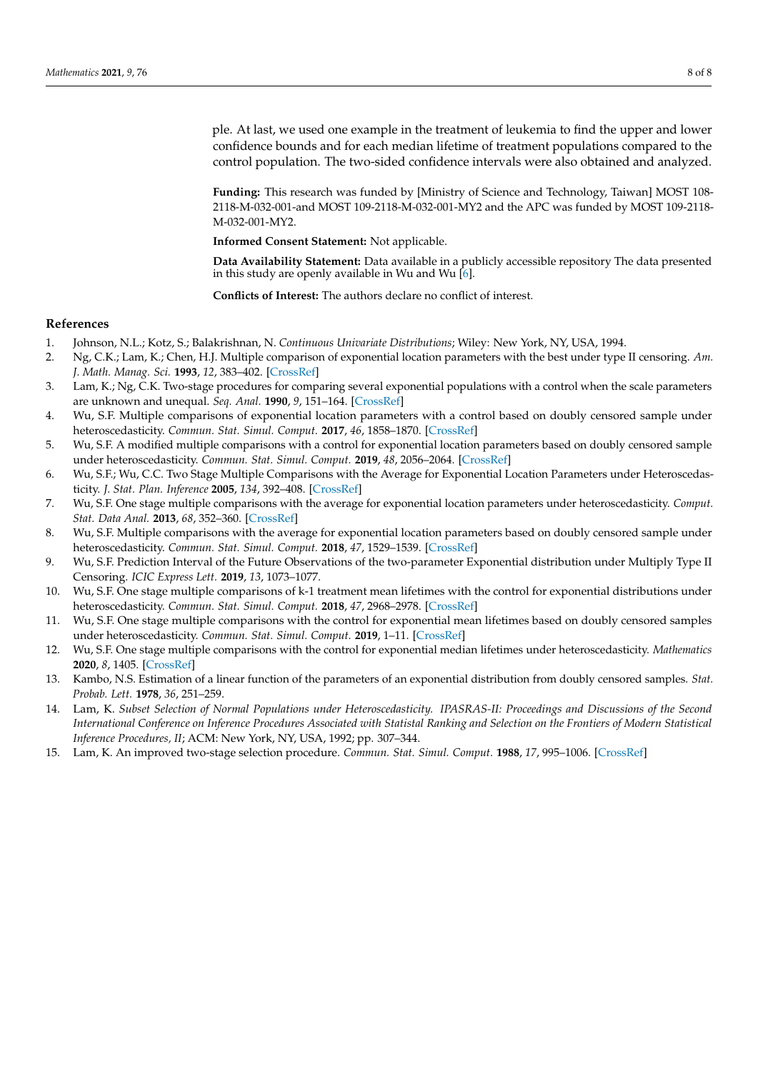ple. At last, we used one example in the treatment of leukemia to find the upper and lower confidence bounds and for each median lifetime of treatment populations compared to the control population. The two-sided confidence intervals were also obtained and analyzed.

**Funding:** This research was funded by [Ministry of Science and Technology, Taiwan] MOST 108-2118-M-032-001-and MOST 109-2118-M-032-001-MY2 and the APC was funded by MOST 109-2118-M-032-001-MY2.

**Informed Consent Statement:** Not applicable.

**Data Availability Statement:** Data available in a publicly accessible repository The data presented in this study are openly available in Wu and Wu [6].

**Conflicts of Interest:** The authors declare no conflict of interest.

## References

1. Johnson, N.L.; Kotz, S.; Balakrishnan, N. *Continuous Univariate Distributions*; Wiley: New York, NY, USA, 1994.
2. Ng, C.K.; Lam, K.; Chen, H.J. Multiple comparison of exponential location parameters with the best under type II censoring. *Am. J. Math. Manag. Sci.* **1993**, *12*, 383–402. [CrossRef]
3. Lam, K.; Ng, C.K. Two-stage procedures for comparing several exponential populations with a control when the scale parameters are unknown and unequal. *Seq. Anal.* **1990**, *9*, 151–164. [CrossRef]
4. Wu, S.F. Multiple comparisons of exponential location parameters with a control based on doubly censored sample under heteroscedasticity. *Commun. Stat. Simul. Comput.* **2017**, *46*, 1858–1870. [CrossRef]
5. Wu, S.F. A modified multiple comparisons with a control for exponential location parameters based on doubly censored sample under heteroscedasticity. *Commun. Stat. Simul. Comput.* **2019**, *48*, 2056–2064. [CrossRef]
6. Wu, S.F.; Wu, C.C. Two Stage Multiple Comparisons with the Average for Exponential Location Parameters under Heteroscedasticity. *J. Stat. Plan. Inference* **2005**, *134*, 392–408. [CrossRef]
7. Wu, S.F. One stage multiple comparisons with the average for exponential location parameters under heteroscedasticity. *Comput. Stat. Data Anal.* **2013**, *68*, 352–360. [CrossRef]
8. Wu, S.F. Multiple comparisons with the average for exponential location parameters based on doubly censored sample under heteroscedasticity. *Commun. Stat. Simul. Comput.* **2018**, *47*, 1529–1539. [CrossRef]
9. Wu, S.F. Prediction Interval of the Future Observations of the two-parameter Exponential distribution under Multiply Type II Censoring. *ICIC Express Lett.* **2019**, *13*, 1073–1077.
10. Wu, S.F. One stage multiple comparisons of k-1 treatment mean lifetimes with the control for exponential distributions under heteroscedasticity. *Commun. Stat. Simul. Comput.* **2018**, *47*, 2968–2978. [CrossRef]
11. Wu, S.F. One stage multiple comparisons with the control for exponential mean lifetimes based on doubly censored samples under heteroscedasticity. *Commun. Stat. Simul. Comput.* **2019**, 1–11. [CrossRef]
12. Wu, S.F. One stage multiple comparisons with the control for exponential median lifetimes under heteroscedasticity. *Mathematics* **2020**, *8*, 1405. [CrossRef]
13. Kambo, N.S. Estimation of a linear function of the parameters of an exponential distribution from doubly censored samples. *Stat. Probab. Lett.* **1978**, *36*, 251–259.
14. Lam, K. *Subset Selection of Normal Populations under Heteroscedasticity. IPASRAS-II: Proceedings and Discussions of the Second International Conference on Inference Procedures Associated with Statistal Ranking and Selection on the Frontiers of Modern Statistical Inference Procedures, II*; ACM: New York, NY, USA, 1992; pp. 307–344.
15. Lam, K. An improved two-stage selection procedure. *Commun. Stat. Simul. Comput.* **1988**, *17*, 995–1006. [CrossRef]